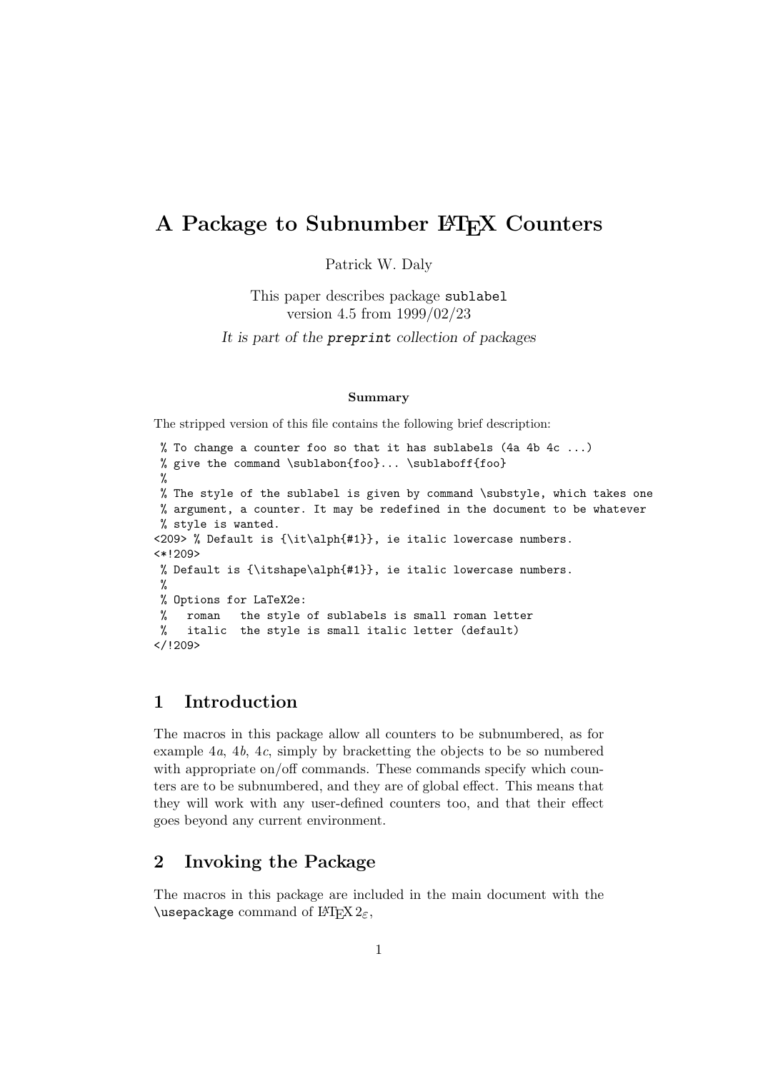# A Package to Subnumber LaTeX Counters

Patrick W. Daly

This paper describes package `sublabel`
version 4.5 from 1999/02/23

*It is part of the `preprint` collection of packages*

**Summary**

The stripped version of this file contains the following brief description:

```
 % To change a counter foo so that it has sublabels (4a 4b 4c ...)
 % give the command \sublabon{foo}... \sublaboff{foo}
 %
 % The style of the sublabel is given by command \substyle, which takes one
 % argument, a counter. It may be redefined in the document to be whatever
 % style is wanted.
<209> % Default is {\it\alph{#1}}, ie italic lowercase numbers.
<*!209>
 % Default is {\itshape\alph{#1}}, ie italic lowercase numbers.
 %
 % Options for LaTeX2e:
 %   roman   the style of sublabels is small roman letter
 %   italic  the style is small italic letter (default)
</!209>
```

## 1 Introduction

The macros in this package allow all counters to be subnumbered, as for example 4*a*, 4*b*, 4*c*, simply by bracketting the objects to be so numbered with appropriate on/off commands. These commands specify which counters are to be subnumbered, and they are of global effect. This means that they will work with any user-defined counters too, and that their effect goes beyond any current environment.

## 2 Invoking the Package

The macros in this package are included in the main document with the `\usepackage` command of LaTeX $2_\varepsilon$,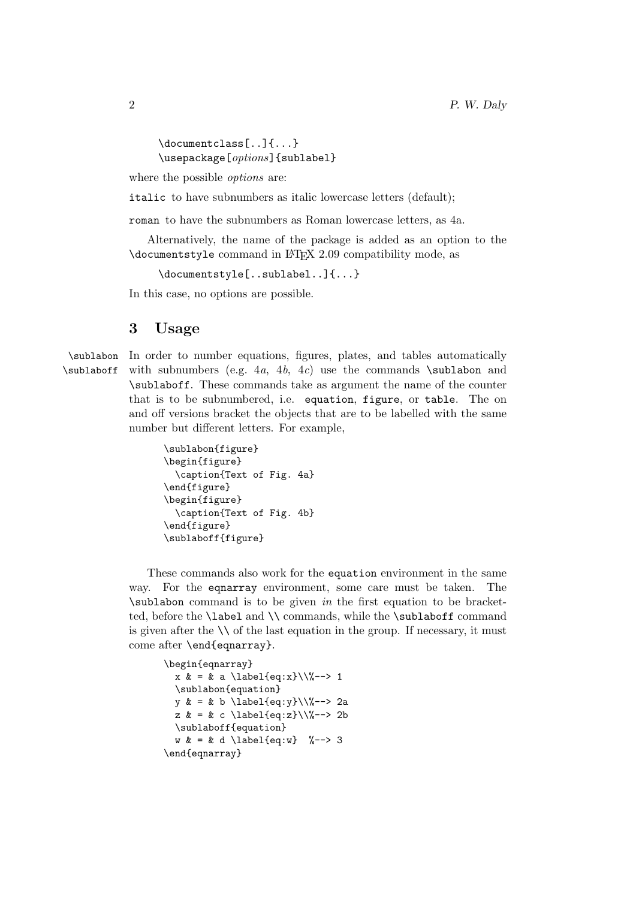```
\documentclass[..]{...}
\usepackage[options]{sublabel}
```

where the possible *options* are:

`italic` to have subnumbers as italic lowercase letters (default);

`roman` to have the subnumbers as Roman lowercase letters, as 4a.

Alternatively, the name of the package is added as an option to the `\documentstyle` command in LaTeX 2.09 compatibility mode, as

```
\documentstyle[..sublabel..]{...}
```

In this case, no options are possible.

## 3 Usage

`\sublabon` `\sublaboff`

In order to number equations, figures, plates, and tables automatically with subnumbers (e.g. 4*a*, 4*b*, 4*c*) use the commands `\sublabon` and `\sublaboff`. These commands take as argument the name of the counter that is to be subnumbered, i.e. `equation`, `figure`, or `table`. The on and off versions bracket the objects that are to be labelled with the same number but different letters. For example,

```
\sublabon{figure}
\begin{figure}
  \caption{Text of Fig. 4a}
\end{figure}
\begin{figure}
  \caption{Text of Fig. 4b}
\end{figure}
\sublaboff{figure}
```

These commands also work for the `equation` environment in the same way. For the `eqnarray` environment, some care must be taken. The `\sublabon` command is to be given *in* the first equation to be bracketted, before the `\label` and `\\` commands, while the `\sublaboff` command is given after the `\\` of the last equation in the group. If necessary, it must come after `\end{eqnarray}`.

```
\begin{eqnarray}
  x & = & a \label{eq:x}\\%--> 1
  \sublabon{equation}
  y & = & b \label{eq:y}\\%--> 2a
  z & = & c \label{eq:z}\\%--> 2b
  \sublaboff{equation}
  w & = & d \label{eq:w}  %--> 3
\end{eqnarray}
```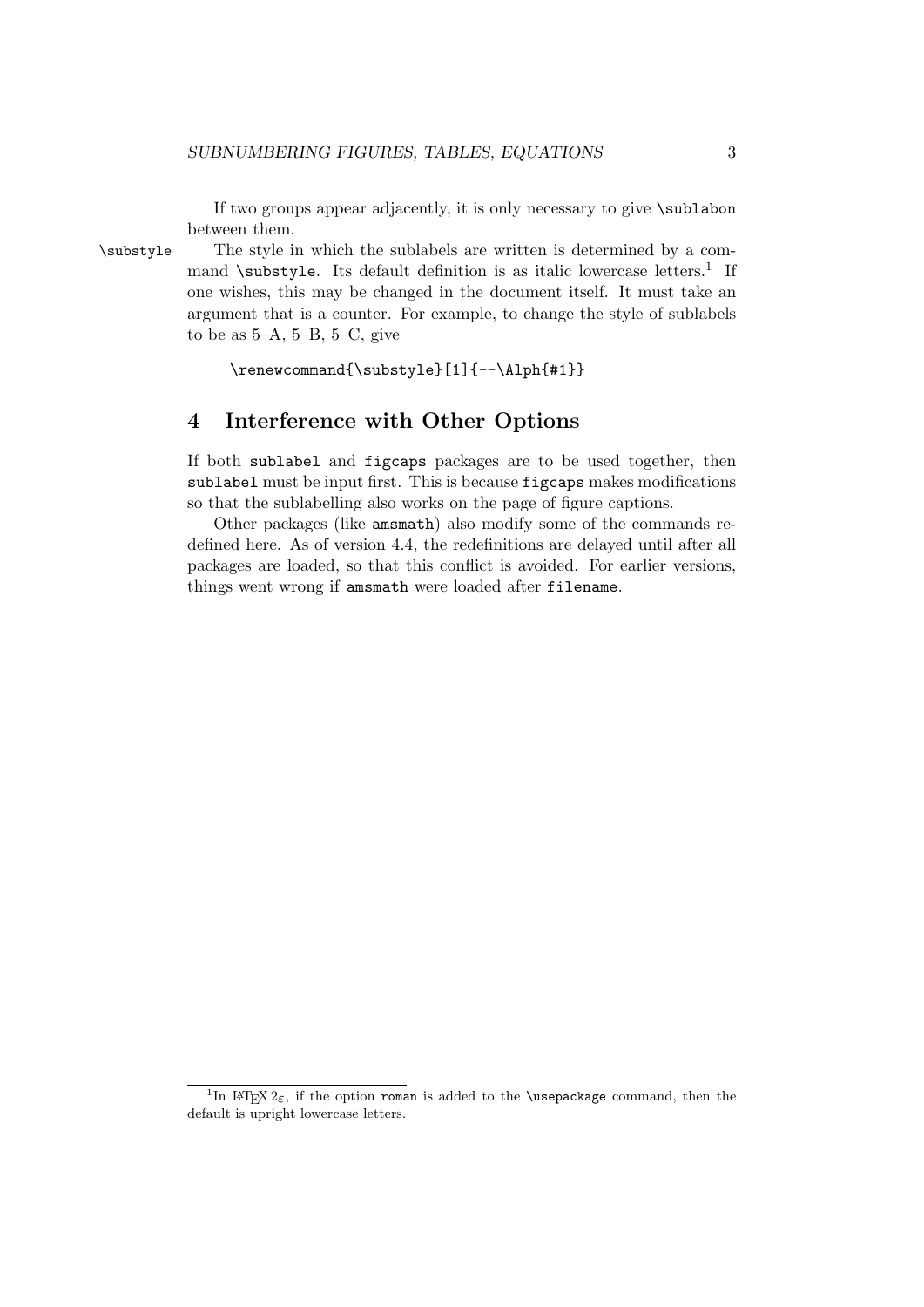If two groups appear adjacently, it is only necessary to give `\sublabon` between them.

`\substyle` The style in which the sublabels are written is determined by a command `\substyle`. Its default definition is as italic lowercase letters.[1] If one wishes, this may be changed in the document itself. It must take an argument that is a counter. For example, to change the style of sublabels to be as 5–A, 5–B, 5–C, give

```
\renewcommand{\substyle}[1]{--\Alph{#1}}
```

## 4 Interference with Other Options

If both `sublabel` and `figcaps` packages are to be used together, then `sublabel` must be input first. This is because `figcaps` makes modifications so that the sublabelling also works on the page of figure captions.

Other packages (like `amsmath`) also modify some of the commands redefined here. As of version 4.4, the redefinitions are delayed until after all packages are loaded, so that this conflict is avoided. For earlier versions, things went wrong if `amsmath` were loaded after `filename`.

---

[1] In LaTeX $2_\varepsilon$, if the option `roman` is added to the `\usepackage` command, then the default is upright lowercase letters.